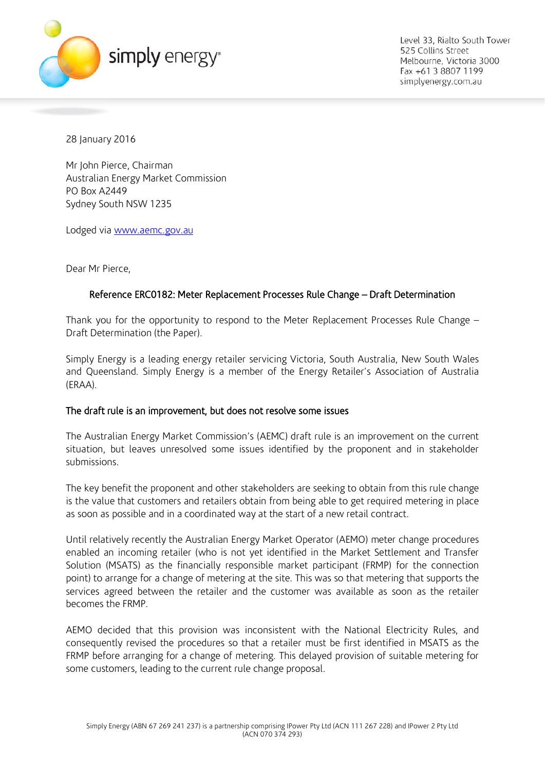simply energy

Level 33, Rialto South Tower
525 Collins Street
Melbourne, Victoria 3000
Fax +61 3 8807 1199
simplyenergy.com.au

28 January 2016

Mr John Pierce, Chairman
Australian Energy Market Commission
PO Box A2449
Sydney South NSW 1235

Lodged via [www.aemc.gov.au](http://www.aemc.gov.au)

Dear Mr Pierce,

**Reference ERC0182: Meter Replacement Processes Rule Change – Draft Determination**

Thank you for the opportunity to respond to the Meter Replacement Processes Rule Change – Draft Determination (the Paper).

Simply Energy is a leading energy retailer servicing Victoria, South Australia, New South Wales and Queensland. Simply Energy is a member of the Energy Retailer's Association of Australia (ERAA).

**The draft rule is an improvement, but does not resolve some issues**

The Australian Energy Market Commission's (AEMC) draft rule is an improvement on the current situation, but leaves unresolved some issues identified by the proponent and in stakeholder submissions.

The key benefit the proponent and other stakeholders are seeking to obtain from this rule change is the value that customers and retailers obtain from being able to get required metering in place as soon as possible and in a coordinated way at the start of a new retail contract.

Until relatively recently the Australian Energy Market Operator (AEMO) meter change procedures enabled an incoming retailer (who is not yet identified in the Market Settlement and Transfer Solution (MSATS) as the financially responsible market participant (FRMP) for the connection point) to arrange for a change of metering at the site. This was so that metering that supports the services agreed between the retailer and the customer was available as soon as the retailer becomes the FRMP.

AEMO decided that this provision was inconsistent with the National Electricity Rules, and consequently revised the procedures so that a retailer must be first identified in MSATS as the FRMP before arranging for a change of metering. This delayed provision of suitable metering for some customers, leading to the current rule change proposal.

Simply Energy (ABN 67 269 241 237) is a partnership comprising IPower Pty Ltd (ACN 111 267 228) and IPower 2 Pty Ltd (ACN 070 374 293)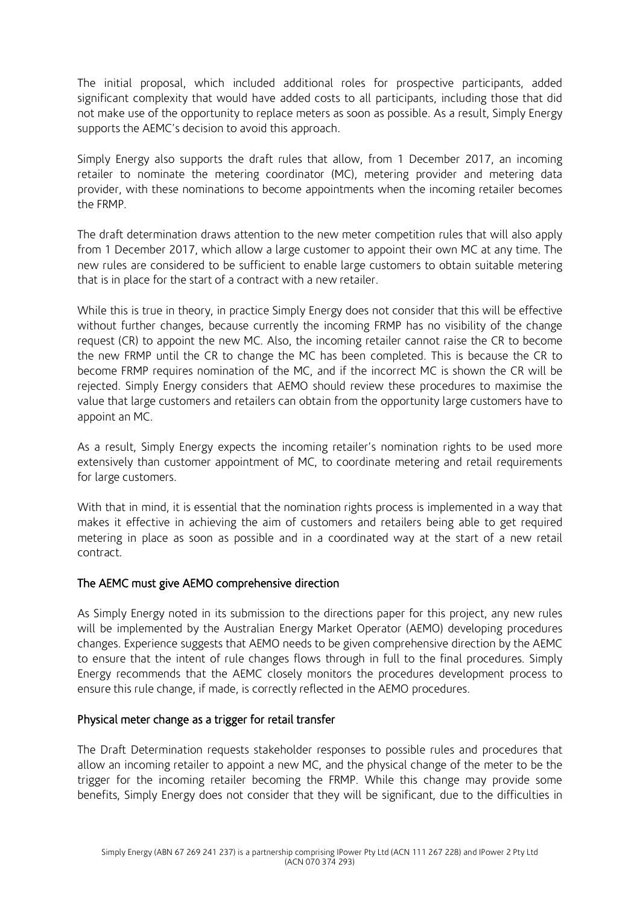The initial proposal, which included additional roles for prospective participants, added significant complexity that would have added costs to all participants, including those that did not make use of the opportunity to replace meters as soon as possible. As a result, Simply Energy supports the AEMC's decision to avoid this approach.

Simply Energy also supports the draft rules that allow, from 1 December 2017, an incoming retailer to nominate the metering coordinator (MC), metering provider and metering data provider, with these nominations to become appointments when the incoming retailer becomes the FRMP.

The draft determination draws attention to the new meter competition rules that will also apply from 1 December 2017, which allow a large customer to appoint their own MC at any time. The new rules are considered to be sufficient to enable large customers to obtain suitable metering that is in place for the start of a contract with a new retailer.

While this is true in theory, in practice Simply Energy does not consider that this will be effective without further changes, because currently the incoming FRMP has no visibility of the change request (CR) to appoint the new MC. Also, the incoming retailer cannot raise the CR to become the new FRMP until the CR to change the MC has been completed. This is because the CR to become FRMP requires nomination of the MC, and if the incorrect MC is shown the CR will be rejected. Simply Energy considers that AEMO should review these procedures to maximise the value that large customers and retailers can obtain from the opportunity large customers have to appoint an MC.

As a result, Simply Energy expects the incoming retailer's nomination rights to be used more extensively than customer appointment of MC, to coordinate metering and retail requirements for large customers.

With that in mind, it is essential that the nomination rights process is implemented in a way that makes it effective in achieving the aim of customers and retailers being able to get required metering in place as soon as possible and in a coordinated way at the start of a new retail contract.

## The AEMC must give AEMO comprehensive direction

As Simply Energy noted in its submission to the directions paper for this project, any new rules will be implemented by the Australian Energy Market Operator (AEMO) developing procedures changes. Experience suggests that AEMO needs to be given comprehensive direction by the AEMC to ensure that the intent of rule changes flows through in full to the final procedures. Simply Energy recommends that the AEMC closely monitors the procedures development process to ensure this rule change, if made, is correctly reflected in the AEMO procedures.

## Physical meter change as a trigger for retail transfer

The Draft Determination requests stakeholder responses to possible rules and procedures that allow an incoming retailer to appoint a new MC, and the physical change of the meter to be the trigger for the incoming retailer becoming the FRMP. While this change may provide some benefits, Simply Energy does not consider that they will be significant, due to the difficulties in

Simply Energy (ABN 67 269 241 237) is a partnership comprising IPower Pty Ltd (ACN 111 267 228) and IPower 2 Pty Ltd (ACN 070 374 293)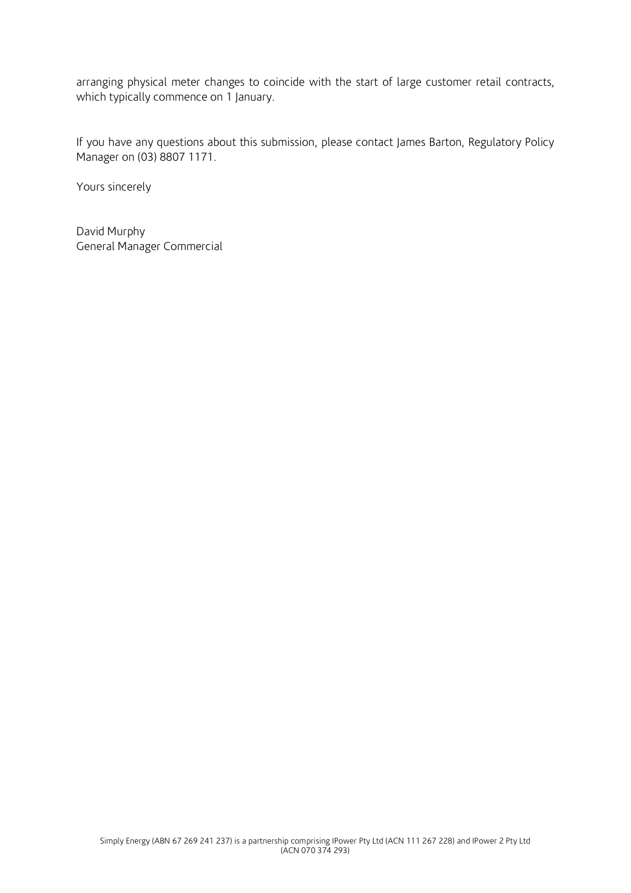arranging physical meter changes to coincide with the start of large customer retail contracts, which typically commence on 1 January.

If you have any questions about this submission, please contact James Barton, Regulatory Policy Manager on (03) 8807 1171.

Yours sincerely

David Murphy
General Manager Commercial

Simply Energy (ABN 67 269 241 237) is a partnership comprising IPower Pty Ltd (ACN 111 267 228) and IPower 2 Pty Ltd (ACN 070 374 293)